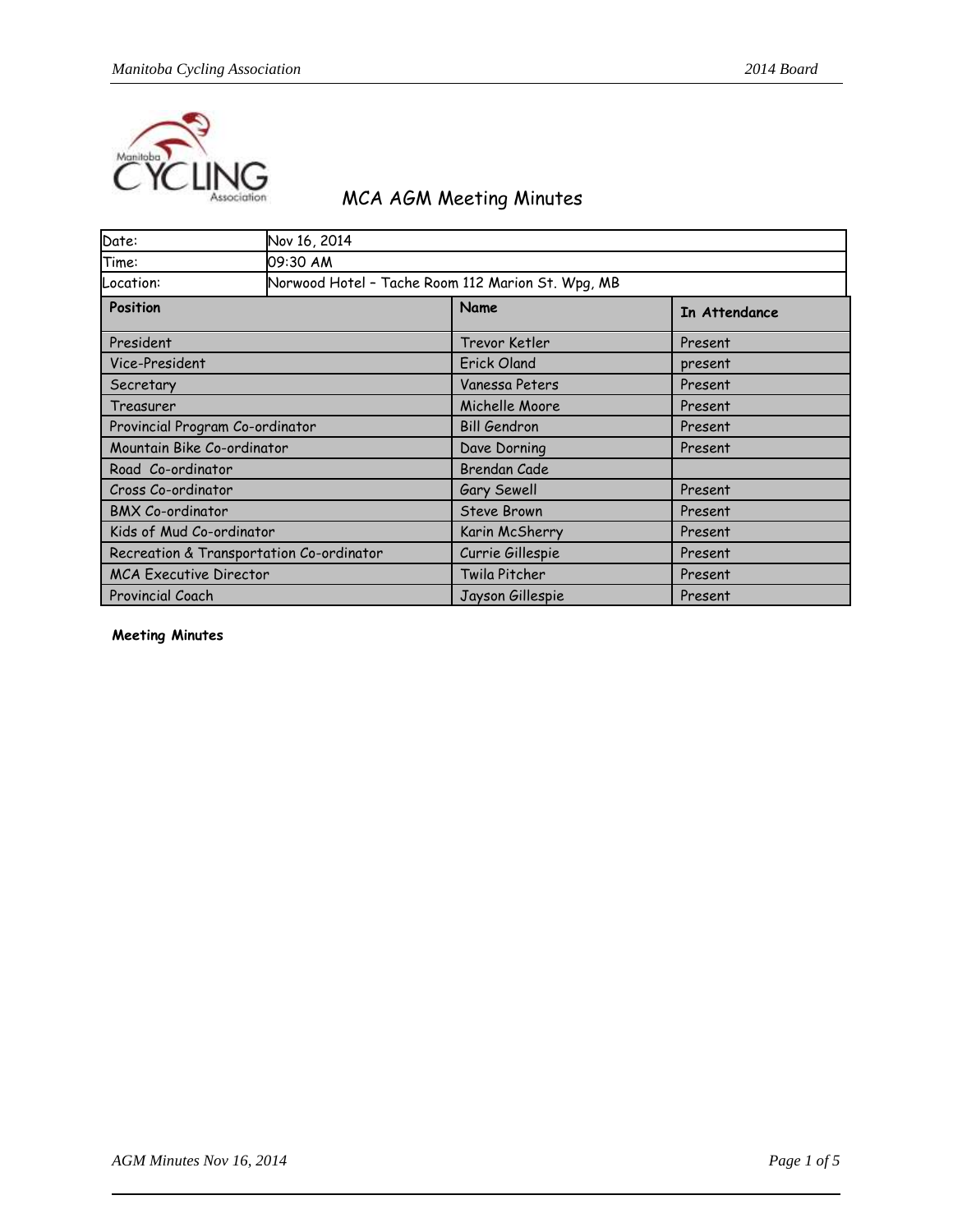# MCA AGM Meeting Minutes

| Date: | Nov 16, 2014 |
|---|---|
| Time: | 09:30 AM |
| Location: | Norwood Hotel – Tache Room 112 Marion St. Wpg, MB |

| Position | Name | In Attendance |
|---|---|---|
| President | Trevor Ketler | Present |
| Vice-President | Erick Oland | present |
| Secretary | Vanessa Peters | Present |
| Treasurer | Michelle Moore | Present |
| Provincial Program Co-ordinator | Bill Gendron | Present |
| Mountain Bike Co-ordinator | Dave Dorning | Present |
| Road Co-ordinator | Brendan Cade | |
| Cross Co-ordinator | Gary Sewell | Present |
| BMX Co-ordinator | Steve Brown | Present |
| Kids of Mud Co-ordinator | Karin McSherry | Present |
| Recreation & Transportation Co-ordinator | Currie Gillespie | Present |
| MCA Executive Director | Twila Pitcher | Present |
| Provincial Coach | Jayson Gillespie | Present |

**Meeting Minutes**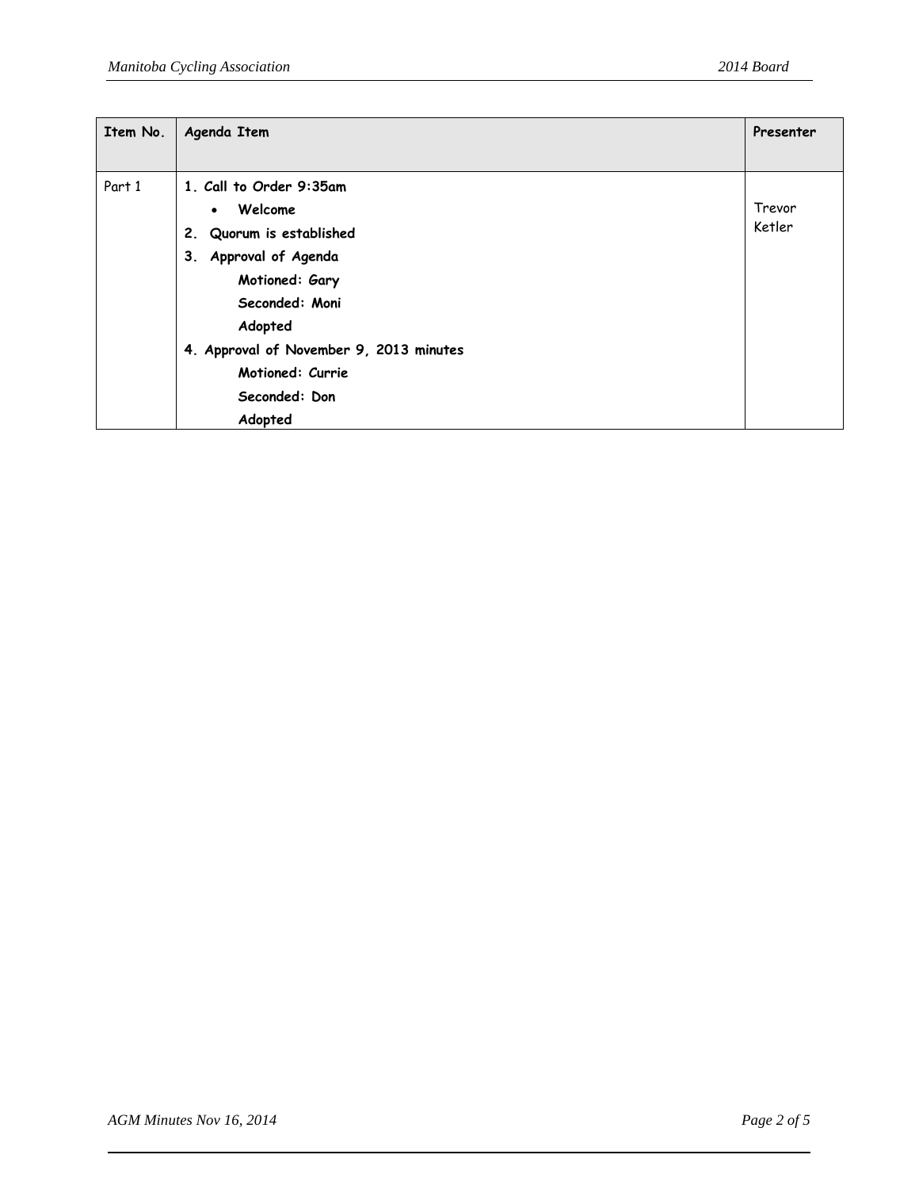| Item No. | Agenda Item | Presenter |
| --- | --- | --- |
| Part 1 | **1. Call to Order 9:35am**<br>• **Welcome**<br>**2. Quorum is established**<br>**3. Approval of Agenda**<br>**Motioned: Gary**<br>**Seconded: Moni**<br>**Adopted**<br>**4. Approval of November 9, 2013 minutes**<br>**Motioned: Currie**<br>**Seconded: Don**<br>**Adopted** | Trevor Ketler |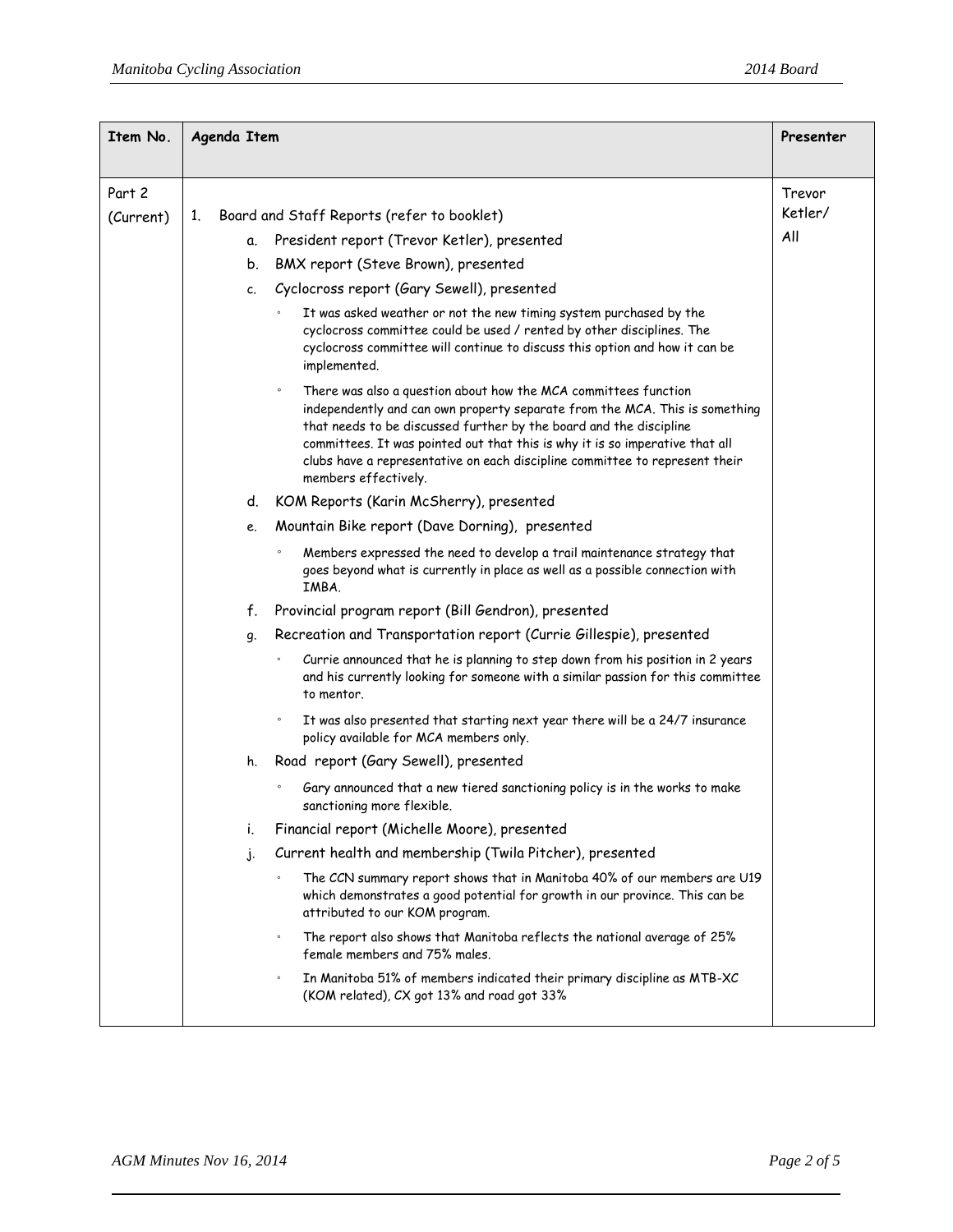| Item No. | Agenda Item | Presenter |
|---|---|---|
| Part 2 (Current) | 1. Board and Staff Reports (refer to booklet)<br>a. President report (Trevor Ketler), presented<br>b. BMX report (Steve Brown), presented<br>c. Cyclocross report (Gary Sewell), presented<br>◦ It was asked weather or not the new timing system purchased by the cyclocross committee could be used / rented by other disciplines. The cyclocross committee will continue to discuss this option and how it can be implemented.<br>◦ There was also a question about how the MCA committees function independently and can own property separate from the MCA. This is something that needs to be discussed further by the board and the discipline committees. It was pointed out that this is why it is so imperative that all clubs have a representative on each discipline committee to represent their members effectively.<br>d. KOM Reports (Karin McSherry), presented<br>e. Mountain Bike report (Dave Dorning), presented<br>◦ Members expressed the need to develop a trail maintenance strategy that goes beyond what is currently in place as well as a possible connection with IMBA.<br>f. Provincial program report (Bill Gendron), presented<br>g. Recreation and Transportation report (Currie Gillespie), presented<br>◦ Currie announced that he is planning to step down from his position in 2 years and his currently looking for someone with a similar passion for this committee to mentor.<br>◦ It was also presented that starting next year there will be a 24/7 insurance policy available for MCA members only.<br>h. Road report (Gary Sewell), presented<br>◦ Gary announced that a new tiered sanctioning policy is in the works to make sanctioning more flexible.<br>i. Financial report (Michelle Moore), presented<br>j. Current health and membership (Twila Pitcher), presented<br>◦ The CCN summary report shows that in Manitoba 40% of our members are U19 which demonstrates a good potential for growth in our province. This can be attributed to our KOM program.<br>◦ The report also shows that Manitoba reflects the national average of 25% female members and 75% males.<br>◦ In Manitoba 51% of members indicated their primary discipline as MTB-XC (KOM related), CX got 13% and road got 33% | Trevor Ketler/ All |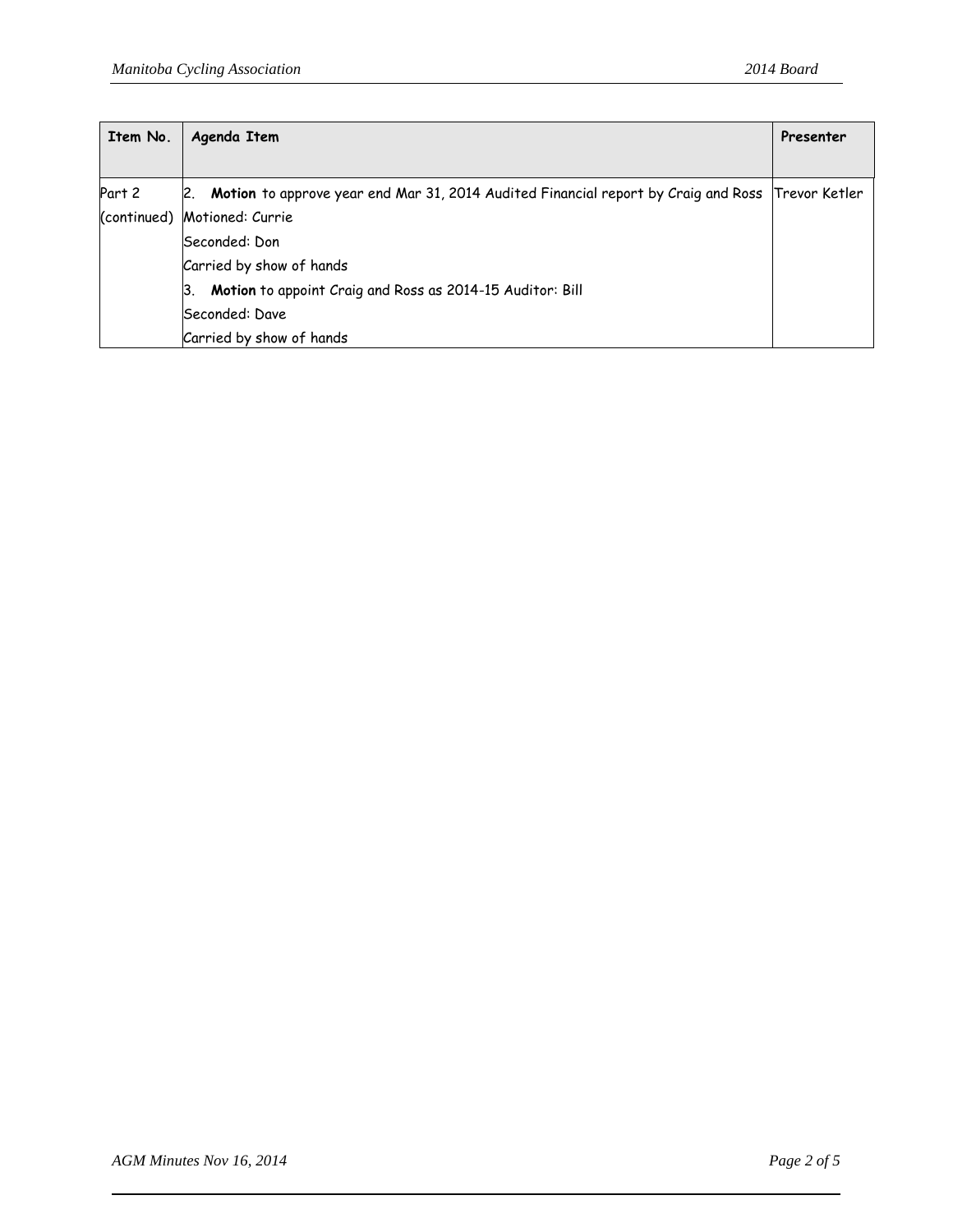| Item No. | Agenda Item | Presenter |
|---|---|---|
| Part 2 (continued) | 2. **Motion** to approve year end Mar 31, 2014 Audited Financial report by Craig and Ross<br>Motioned: Currie<br>Seconded: Don<br>Carried by show of hands<br>3. **Motion** to appoint Craig and Ross as 2014-15 Auditor: Bill<br>Seconded: Dave<br>Carried by show of hands | Trevor Ketler |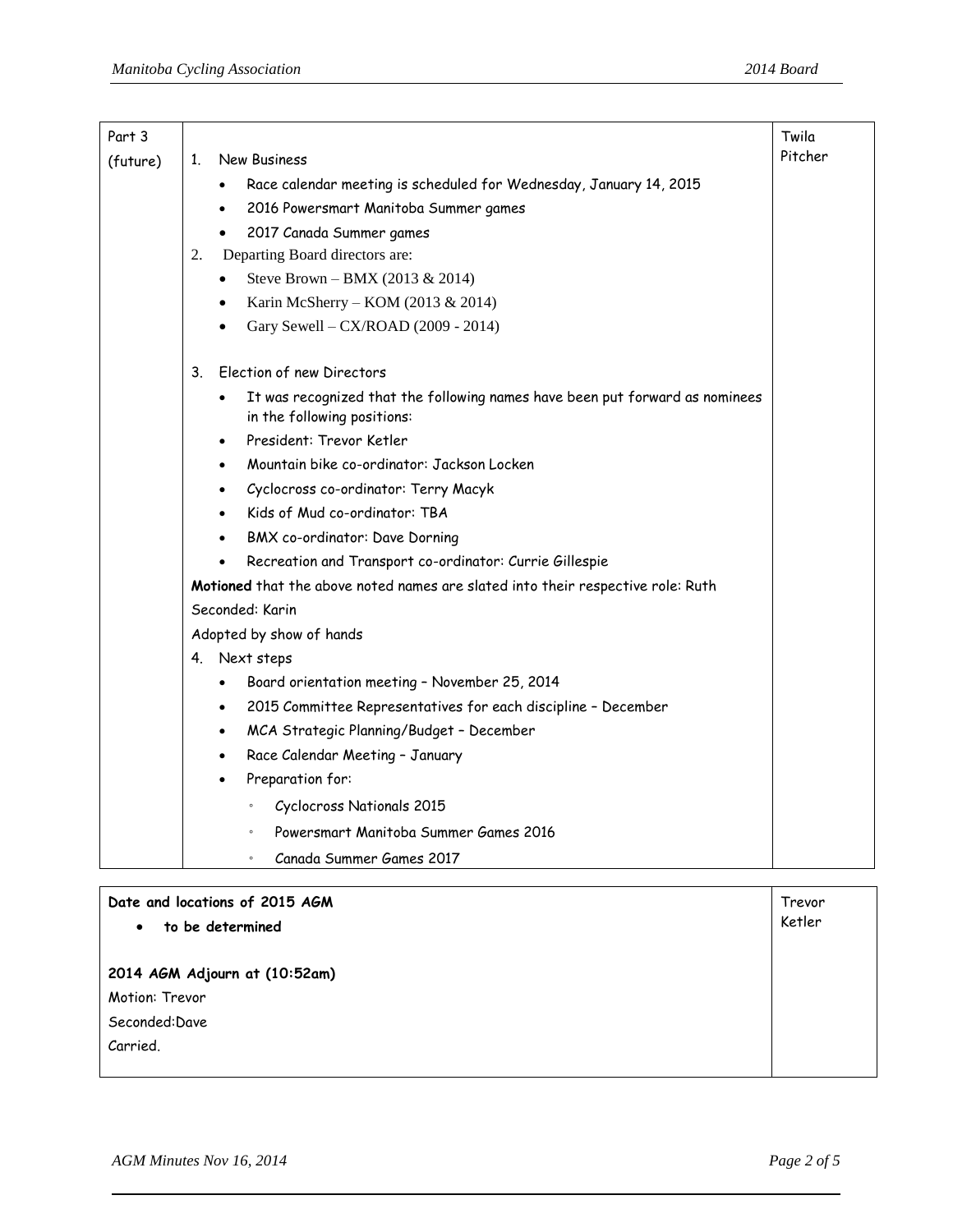| | | |
|---|---|---|
| Part 3 (future) | 1. New Business<br>• Race calendar meeting is scheduled for Wednesday, January 14, 2015<br>• 2016 Powersmart Manitoba Summer games<br>• 2017 Canada Summer games<br>2. Departing Board directors are:<br>• Steve Brown – BMX (2013 & 2014)<br>• Karin McSherry – KOM (2013 & 2014)<br>• Gary Sewell – CX/ROAD (2009 - 2014)<br><br>3. Election of new Directors<br>• It was recognized that the following names have been put forward as nominees in the following positions:<br>• President: Trevor Ketler<br>• Mountain bike co-ordinator: Jackson Locken<br>• Cyclocross co-ordinator: Terry Macyk<br>• Kids of Mud co-ordinator: TBA<br>• BMX co-ordinator: Dave Dorning<br>• Recreation and Transport co-ordinator: Currie Gillespie<br>**Motioned** that the above noted names are slated into their respective role: Ruth<br>Seconded: Karin<br>Adopted by show of hands<br>4. Next steps<br>• Board orientation meeting – November 25, 2014<br>• 2015 Committee Representatives for each discipline – December<br>• MCA Strategic Planning/Budget – December<br>• Race Calendar Meeting – January<br>• Preparation for:<br>◦ Cyclocross Nationals 2015<br>◦ Powersmart Manitoba Summer Games 2016<br>◦ Canada Summer Games 2017 | Twila Pitcher |

| | |
|---|---|
| **Date and locations of 2015 AGM**<br>• **to be determined**<br><br>**2014 AGM Adjourn at (10:52am)**<br>Motion: Trevor<br>Seconded:Dave<br>Carried. | Trevor Ketler |